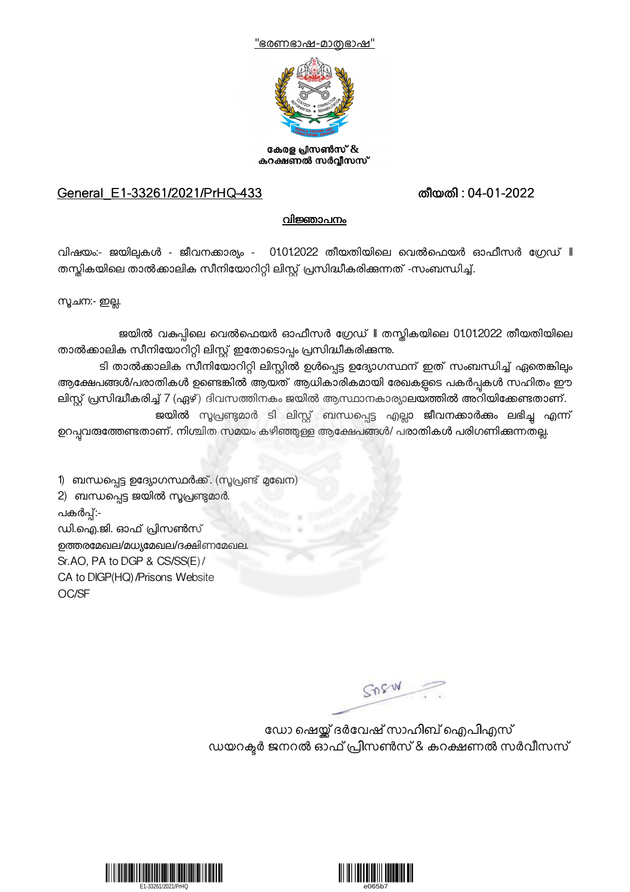"ഭരണഭാഷ-മാതൃഭാഷ"

**കേരള പ്രിസൺസ് & കറക്ഷണൽ സർവ്വീസസ്**

General_E1-33261/2021/PrHQ-433 **തീയതി : 04-01-2022**

**വിജ്ഞാപനം**

വിഷയം:- ജയിലുകൾ - ജീവനക്കാര്യം - 01.01.2022 തീയതിയിലെ വെൽഫെയർ ഓഫീസർ ഗ്രേഡ് II തസ്തികയിലെ താൽക്കാലിക സീനിയോറിറ്റി ലിസ്റ്റ് പ്രസിദ്ധീകരിക്കുന്നത് -സംബന്ധിച്ച്.

സൂചന:- ഇല്ല.

ജയിൽ വകുപ്പിലെ വെൽഫെയർ ഓഫീസർ ഗ്രേഡ് II തസ്തികയിലെ 01.01.2022 തീയതിയിലെ താൽക്കാലിക സീനിയോറിറ്റി ലിസ്റ്റ് ഇതോടൊപ്പം പ്രസിദ്ധീകരിക്കുന്നു.

ടി താൽക്കാലിക സീനിയോറിറ്റി ലിസ്റ്റിൽ ഉൾപ്പെട്ട ഉദ്യോഗസ്ഥന് ഇത് സംബന്ധിച്ച് ഏതെങ്കിലും ആക്ഷേപങ്ങൾ/പരാതികൾ ഉണ്ടെങ്കിൽ ആയത് ആധികാരികമായി രേഖകളുടെ പകർപ്പുകൾ സഹിതം ഈ ലിസ്റ്റ് പ്രസിദ്ധീകരിച്ച് 7 (ഏഴ്) ദിവസത്തിനകം ജയിൽ ആസ്ഥാനകാര്യാലയത്തിൽ അറിയിക്കേണ്ടതാണ്.

ജയിൽ സൂപ്രണ്ടുമാർ ടി ലിസ്റ്റ് ബന്ധപ്പെട്ട എല്ലാ ജീവനക്കാർക്കും ലഭിച്ചു എന്ന് ഉറപ്പുവരുത്തേണ്ടതാണ്. നിശ്ചിത സമയം കഴിഞ്ഞുള്ള ആക്ഷേപങ്ങൾ/ പരാതികൾ പരിഗണിക്കുന്നതല്ല.

1) ബന്ധപ്പെട്ട ഉദ്യോഗസ്ഥർക്ക്. (സൂപ്രണ്ട് മുഖേന)
2) ബന്ധപ്പെട്ട ജയിൽ സൂപ്രണ്ടുമാർ.

പകർപ്പ്:-
ഡി.ഐ.ജി. ഓഫ് പ്രിസൺസ്
ഉത്തരമേഖല/മധ്യമേഖല/ദക്ഷിണമേഖല.
Sr.AO, PA to DGP & CS/SS(E) /
CA to DIGP(HQ) /Prisons Website
OC/SF

ഡോ ഷെയ്ക്ക് ദർവേഷ് സാഹിബ് ഐപിഎസ്
ഡയറക്ടർ ജനറൽ ഓഫ് പ്രിസൺസ് & കറക്ഷണൽ സർവീസസ്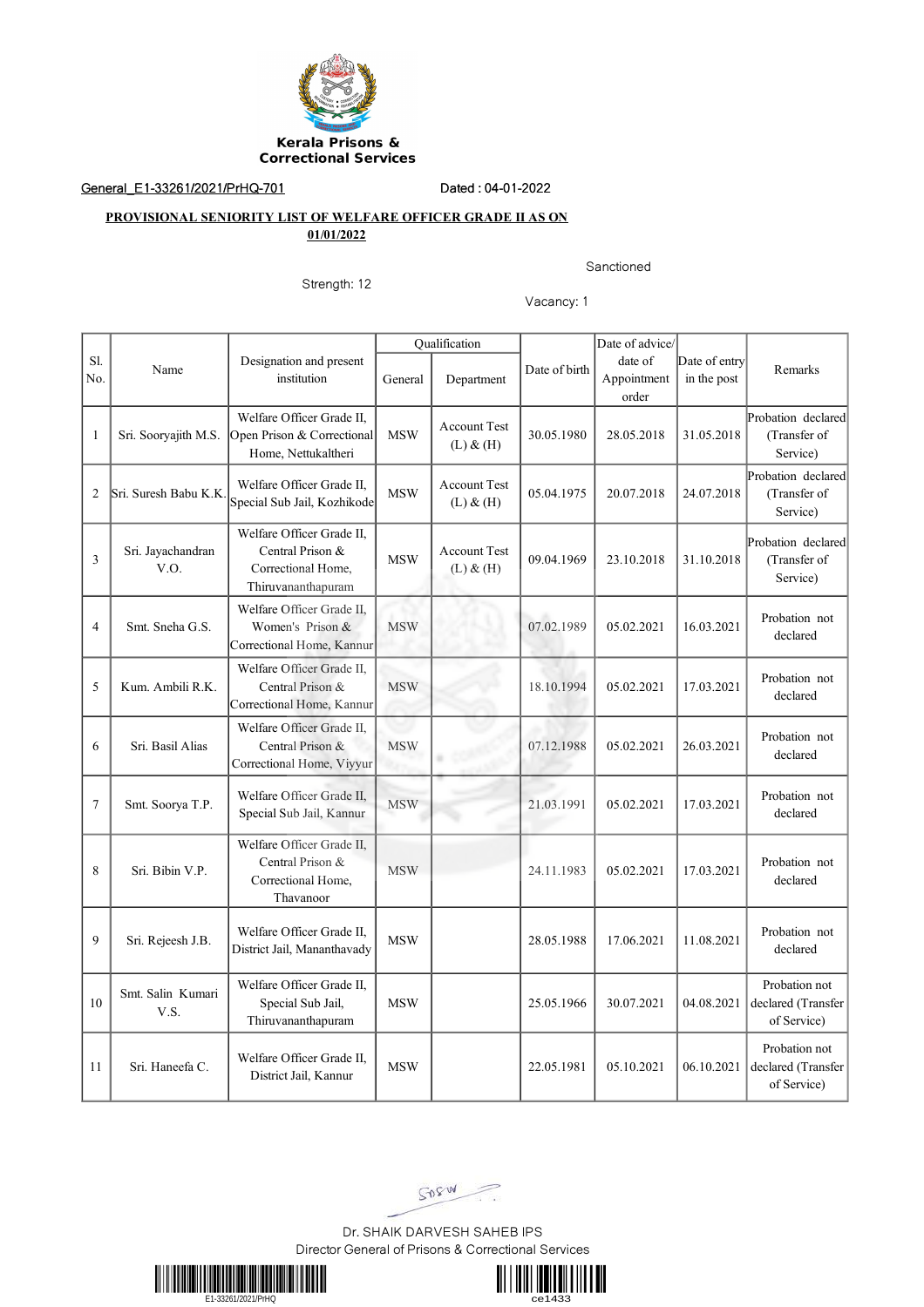**Kerala Prisons & Correctional Services**

General_E1-33261/2021/PrHQ-701 Dated : 04-01-2022

**PROVISIONAL SENIORITY LIST OF WELFARE OFFICER GRADE II AS ON 01/01/2022**

Sanctioned Strength: 12

Vacancy: 1

| Sl. No. | Name | Designation and present institution | Qualification | | Date of birth | Date of advice/ date of Appointment order | Date of entry in the post | Remarks |
|---|---|---|---|---|---|---|---|---|
| | | | General | Department | | | | |
| 1 | Sri. Sooryajith M.S. | Welfare Officer Grade II, Open Prison & Correctional Home, Nettukaltheri | MSW | Account Test (L) & (H) | 30.05.1980 | 28.05.2018 | 31.05.2018 | Probation declared (Transfer of Service) |
| 2 | Sri. Suresh Babu K.K. | Welfare Officer Grade II, Special Sub Jail, Kozhikode | MSW | Account Test (L) & (H) | 05.04.1975 | 20.07.2018 | 24.07.2018 | Probation declared (Transfer of Service) |
| 3 | Sri. Jayachandran V.O. | Welfare Officer Grade II, Central Prison & Correctional Home, Thiruvananthapuram | MSW | Account Test (L) & (H) | 09.04.1969 | 23.10.2018 | 31.10.2018 | Probation declared (Transfer of Service) |
| 4 | Smt. Sneha G.S. | Welfare Officer Grade II, Women's Prison & Correctional Home, Kannur | MSW | | 07.02.1989 | 05.02.2021 | 16.03.2021 | Probation not declared |
| 5 | Kum. Ambili R.K. | Welfare Officer Grade II, Central Prison & Correctional Home, Kannur | MSW | | 18.10.1994 | 05.02.2021 | 17.03.2021 | Probation not declared |
| 6 | Sri. Basil Alias | Welfare Officer Grade II, Central Prison & Correctional Home, Viyyur | MSW | | 07.12.1988 | 05.02.2021 | 26.03.2021 | Probation not declared |
| 7 | Smt. Soorya T.P. | Welfare Officer Grade II, Special Sub Jail, Kannur | MSW | | 21.03.1991 | 05.02.2021 | 17.03.2021 | Probation not declared |
| 8 | Sri. Bibin V.P. | Welfare Officer Grade II, Central Prison & Correctional Home, Thavanoor | MSW | | 24.11.1983 | 05.02.2021 | 17.03.2021 | Probation not declared |
| 9 | Sri. Rejeesh J.B. | Welfare Officer Grade II, District Jail, Mananthavady | MSW | | 28.05.1988 | 17.06.2021 | 11.08.2021 | Probation not declared |
| 10 | Smt. Salin Kumari V.S. | Welfare Officer Grade II, Special Sub Jail, Thiruvananthapuram | MSW | | 25.05.1966 | 30.07.2021 | 04.08.2021 | Probation not declared (Transfer of Service) |
| 11 | Sri. Haneefa C. | Welfare Officer Grade II, District Jail, Kannur | MSW | | 22.05.1981 | 05.10.2021 | 06.10.2021 | Probation not declared (Transfer of Service) |

Dr. SHAIK DARVESH SAHEB IPS
Director General of Prisons & Correctional Services